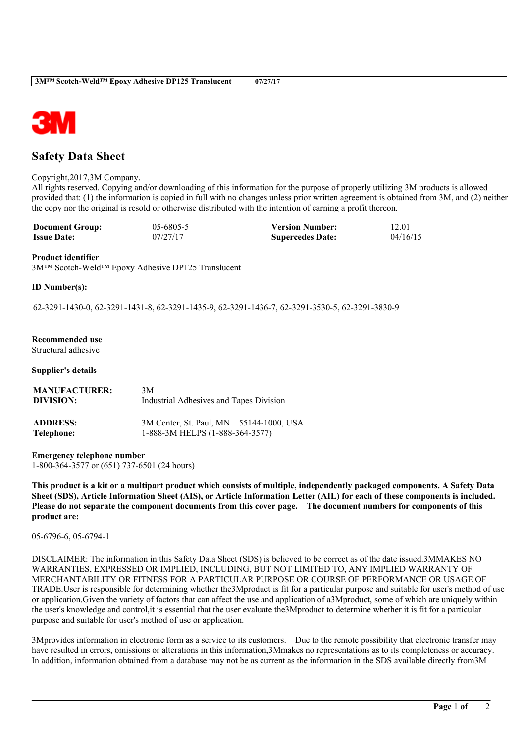# Safety Data Sheet

Copyright,2017,3M Company.
All rights reserved. Copying and/or downloading of this information for the purpose of properly utilizing 3M products is allowed provided that: (1) the information is copied in full with no changes unless prior written agreement is obtained from 3M, and (2) neither the copy nor the original is resold or otherwise distributed with the intention of earning a profit thereon.

| | | | |
|---|---|---|---|
| **Document Group:** | 05-6805-5 | **Version Number:** | 12.01 |
| **Issue Date:** | 07/27/17 | **Supercedes Date:** | 04/16/15 |

**Product identifier**
3M™ Scotch-Weld™ Epoxy Adhesive DP125 Translucent

**ID Number(s):**

62-3291-1430-0, 62-3291-1431-8, 62-3291-1435-9, 62-3291-1436-7, 62-3291-3530-5, 62-3291-3830-9

**Recommended use**
Structural adhesive

**Supplier's details**

| | |
|---|---|
| **MANUFACTURER:** | 3M |
| **DIVISION:** | Industrial Adhesives and Tapes Division |
| **ADDRESS:** | 3M Center, St. Paul, MN 55144-1000, USA |
| **Telephone:** | 1-888-3M HELPS (1-888-364-3577) |

**Emergency telephone number**
1-800-364-3577 or (651) 737-6501 (24 hours)

**This product is a kit or a multipart product which consists of multiple, independently packaged components. A Safety Data Sheet (SDS), Article Information Sheet (AIS), or Article Information Letter (AIL) for each of these components is included. Please do not separate the component documents from this cover page. The document numbers for components of this product are:**

05-6796-6, 05-6794-1

DISCLAIMER: The information in this Safety Data Sheet (SDS) is believed to be correct as of the date issued.3MMAKES NO WARRANTIES, EXPRESSED OR IMPLIED, INCLUDING, BUT NOT LIMITED TO, ANY IMPLIED WARRANTY OF MERCHANTABILITY OR FITNESS FOR A PARTICULAR PURPOSE OR COURSE OF PERFORMANCE OR USAGE OF TRADE.User is responsible for determining whether the3Mproduct is fit for a particular purpose and suitable for user's method of use or application.Given the variety of factors that can affect the use and application of a3Mproduct, some of which are uniquely within the user's knowledge and control,it is essential that the user evaluate the3Mproduct to determine whether it is fit for a particular purpose and suitable for user's method of use or application.

3Mprovides information in electronic form as a service to its customers. Due to the remote possibility that electronic transfer may have resulted in errors, omissions or alterations in this information,3Mmakes no representations as to its completeness or accuracy. In addition, information obtained from a database may not be as current as the information in the SDS available directly from3M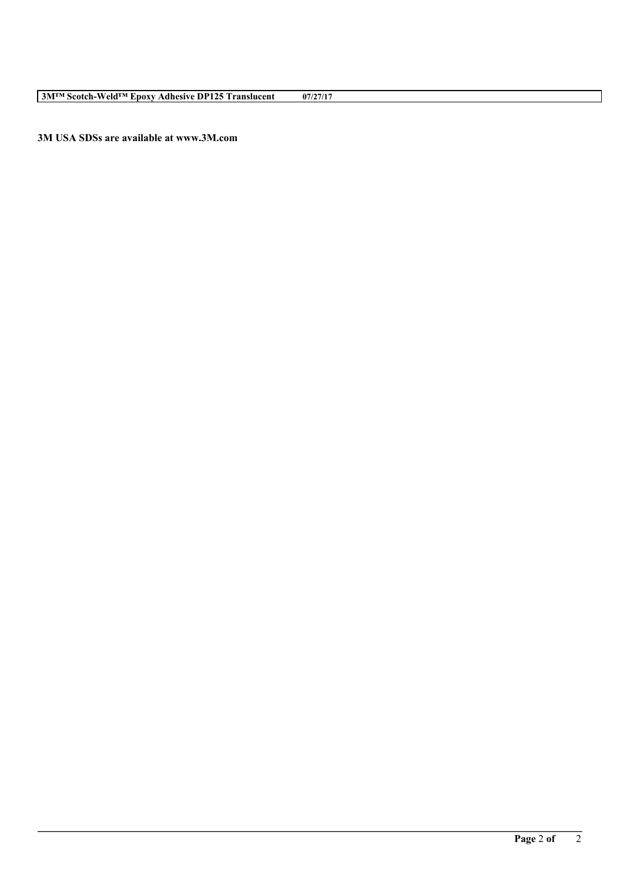**3M USA SDSs are available at www.3M.com**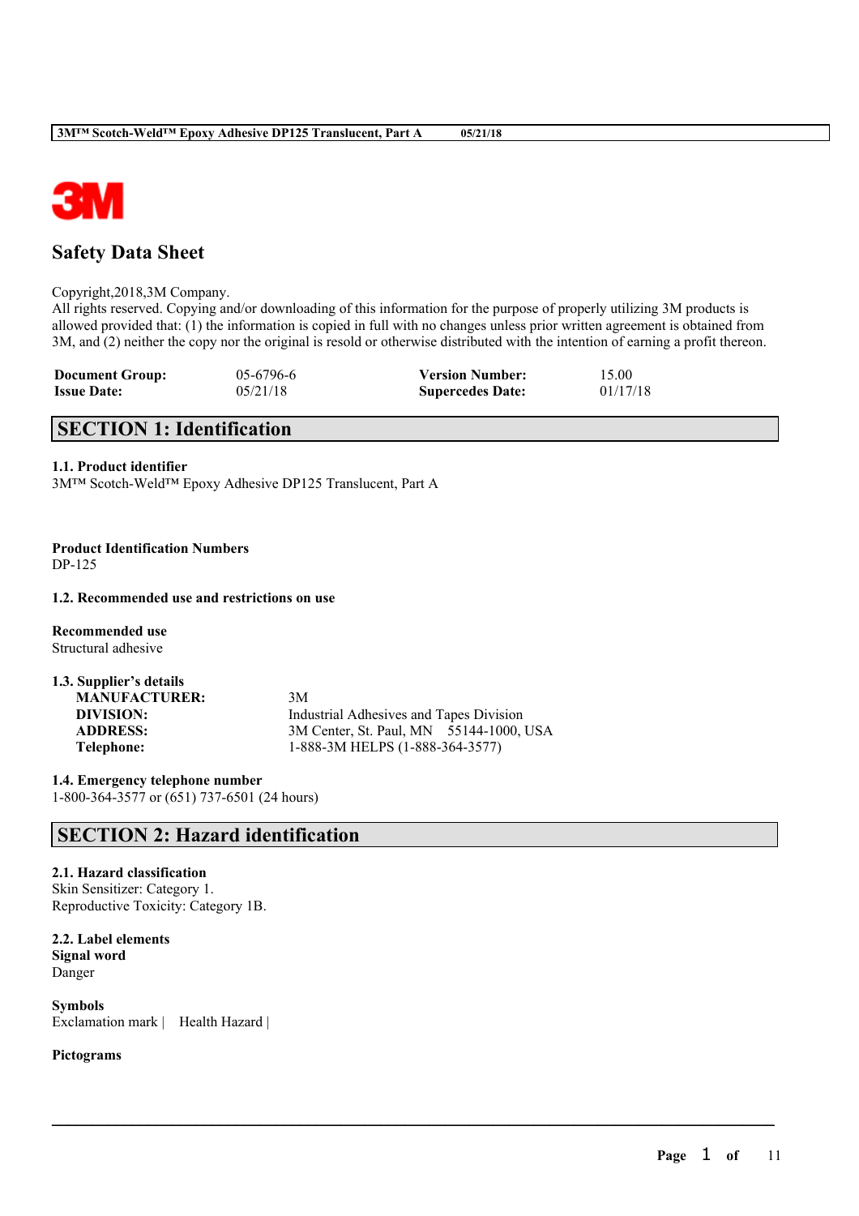# Safety Data Sheet

Copyright,2018,3M Company.
All rights reserved. Copying and/or downloading of this information for the purpose of properly utilizing 3M products is allowed provided that: (1) the information is copied in full with no changes unless prior written agreement is obtained from 3M, and (2) neither the copy nor the original is resold or otherwise distributed with the intention of earning a profit thereon.

| | | | |
|---|---|---|---|
| **Document Group:** | 05-6796-6 | **Version Number:** | 15.00 |
| **Issue Date:** | 05/21/18 | **Supercedes Date:** | 01/17/18 |

## SECTION 1: Identification

### 1.1. Product identifier

3M™ Scotch-Weld™ Epoxy Adhesive DP125 Translucent, Part A

**Product Identification Numbers**
DP-125

### 1.2. Recommended use and restrictions on use

**Recommended use**
Structural adhesive

### 1.3. Supplier's details

**MANUFACTURER:** 3M
**DIVISION:** Industrial Adhesives and Tapes Division
**ADDRESS:** 3M Center, St. Paul, MN 55144-1000, USA
**Telephone:** 1-888-3M HELPS (1-888-364-3577)

### 1.4. Emergency telephone number

1-800-364-3577 or (651) 737-6501 (24 hours)

## SECTION 2: Hazard identification

### 2.1. Hazard classification

Skin Sensitizer: Category 1.
Reproductive Toxicity: Category 1B.

### 2.2. Label elements

**Signal word**
Danger

**Symbols**
Exclamation mark | Health Hazard |

**Pictograms**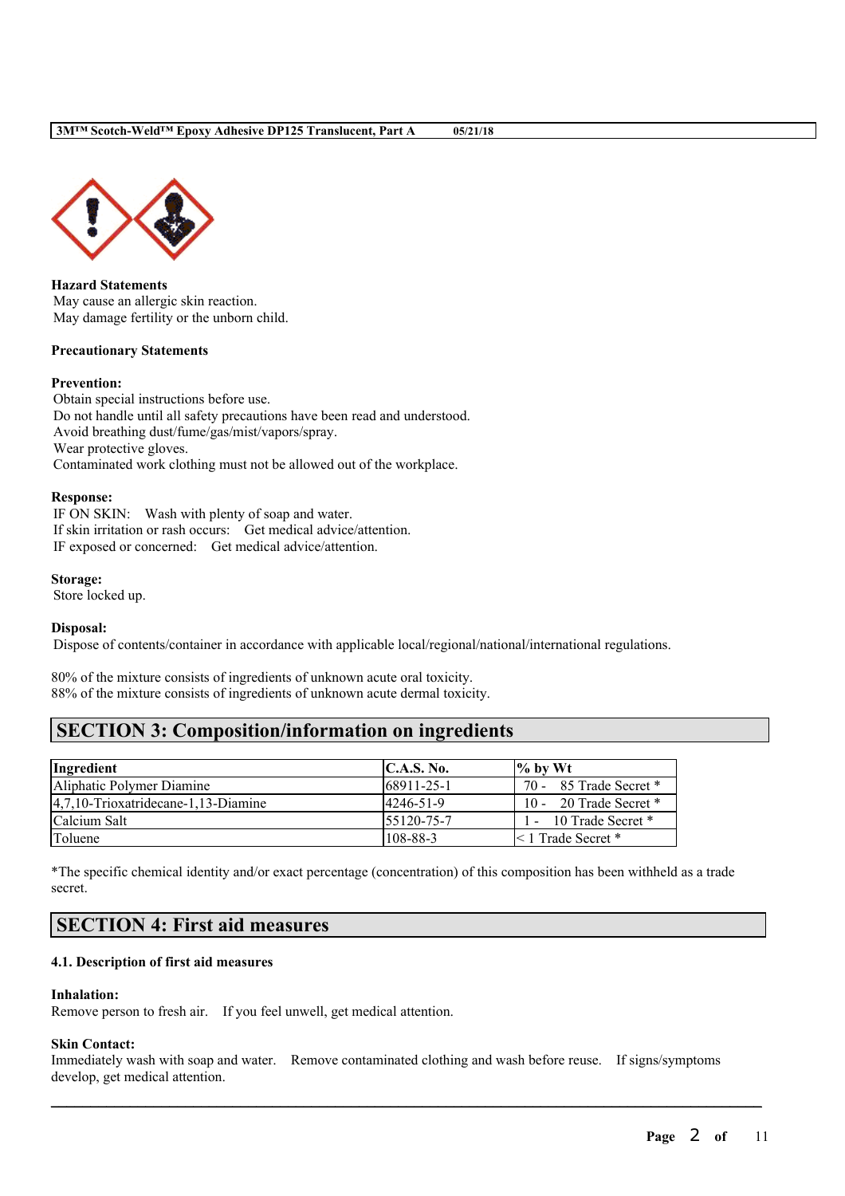**Hazard Statements**
May cause an allergic skin reaction.
May damage fertility or the unborn child.

**Precautionary Statements**

**Prevention:**
Obtain special instructions before use.
Do not handle until all safety precautions have been read and understood.
Avoid breathing dust/fume/gas/mist/vapors/spray.
Wear protective gloves.
Contaminated work clothing must not be allowed out of the workplace.

**Response:**
IF ON SKIN: Wash with plenty of soap and water.
If skin irritation or rash occurs: Get medical advice/attention.
IF exposed or concerned: Get medical advice/attention.

**Storage:**
Store locked up.

**Disposal:**
Dispose of contents/container in accordance with applicable local/regional/national/international regulations.

80% of the mixture consists of ingredients of unknown acute oral toxicity.
88% of the mixture consists of ingredients of unknown acute dermal toxicity.

## SECTION 3: Composition/information on ingredients

| Ingredient | C.A.S. No. | % by Wt |
|---|---|---|
| Aliphatic Polymer Diamine | 68911-25-1 | 70 - 85 Trade Secret * |
| 4,7,10-Trioxatridecane-1,13-Diamine | 4246-51-9 | 10 - 20 Trade Secret * |
| Calcium Salt | 55120-75-7 | 1 - 10 Trade Secret * |
| Toluene | 108-88-3 | < 1 Trade Secret * |

*The specific chemical identity and/or exact percentage (concentration) of this composition has been withheld as a trade secret.

## SECTION 4: First aid measures

### 4.1. Description of first aid measures

**Inhalation:**
Remove person to fresh air. If you feel unwell, get medical attention.

**Skin Contact:**
Immediately wash with soap and water. Remove contaminated clothing and wash before reuse. If signs/symptoms develop, get medical attention.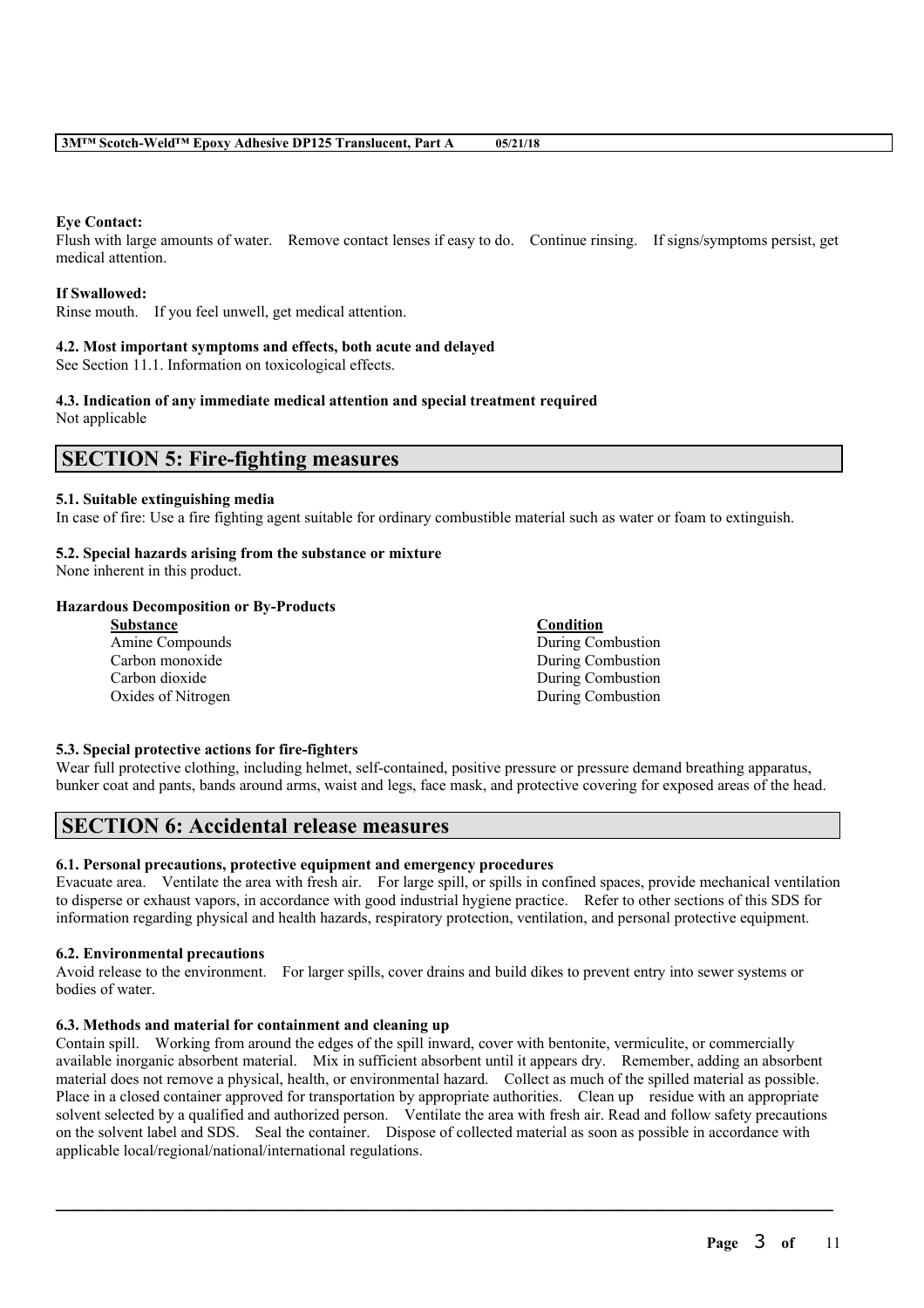**Eye Contact:**
Flush with large amounts of water. Remove contact lenses if easy to do. Continue rinsing. If signs/symptoms persist, get medical attention.

**If Swallowed:**
Rinse mouth. If you feel unwell, get medical attention.

**4.2. Most important symptoms and effects, both acute and delayed**
See Section 11.1. Information on toxicological effects.

**4.3. Indication of any immediate medical attention and special treatment required**
Not applicable

## SECTION 5: Fire-fighting measures

**5.1. Suitable extinguishing media**
In case of fire: Use a fire fighting agent suitable for ordinary combustible material such as water or foam to extinguish.

**5.2. Special hazards arising from the substance or mixture**
None inherent in this product.

**Hazardous Decomposition or By-Products**

| Substance | Condition |
| --- | --- |
| Amine Compounds | During Combustion |
| Carbon monoxide | During Combustion |
| Carbon dioxide | During Combustion |
| Oxides of Nitrogen | During Combustion |

**5.3. Special protective actions for fire-fighters**
Wear full protective clothing, including helmet, self-contained, positive pressure or pressure demand breathing apparatus, bunker coat and pants, bands around arms, waist and legs, face mask, and protective covering for exposed areas of the head.

## SECTION 6: Accidental release measures

**6.1. Personal precautions, protective equipment and emergency procedures**
Evacuate area. Ventilate the area with fresh air. For large spill, or spills in confined spaces, provide mechanical ventilation to disperse or exhaust vapors, in accordance with good industrial hygiene practice. Refer to other sections of this SDS for information regarding physical and health hazards, respiratory protection, ventilation, and personal protective equipment.

**6.2. Environmental precautions**
Avoid release to the environment. For larger spills, cover drains and build dikes to prevent entry into sewer systems or bodies of water.

**6.3. Methods and material for containment and cleaning up**
Contain spill. Working from around the edges of the spill inward, cover with bentonite, vermiculite, or commercially available inorganic absorbent material. Mix in sufficient absorbent until it appears dry. Remember, adding an absorbent material does not remove a physical, health, or environmental hazard. Collect as much of the spilled material as possible. Place in a closed container approved for transportation by appropriate authorities. Clean up residue with an appropriate solvent selected by a qualified and authorized person. Ventilate the area with fresh air. Read and follow safety precautions on the solvent label and SDS. Seal the container. Dispose of collected material as soon as possible in accordance with applicable local/regional/national/international regulations.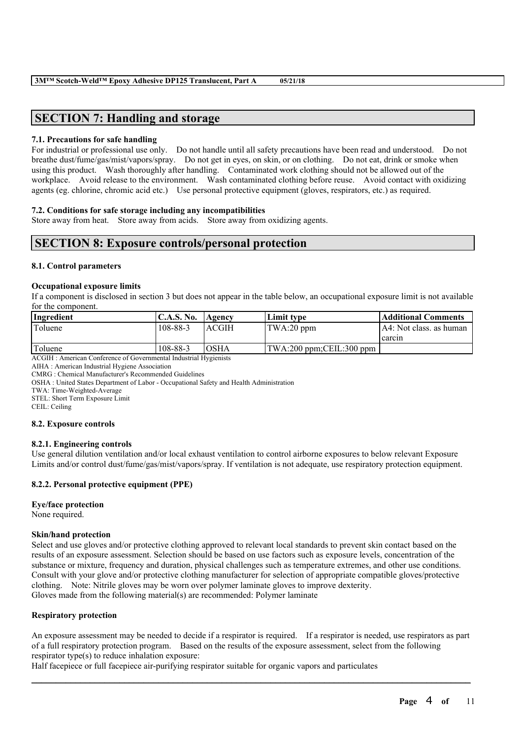## SECTION 7: Handling and storage

### 7.1. Precautions for safe handling

For industrial or professional use only. Do not handle until all safety precautions have been read and understood. Do not breathe dust/fume/gas/mist/vapors/spray. Do not get in eyes, on skin, or on clothing. Do not eat, drink or smoke when using this product. Wash thoroughly after handling. Contaminated work clothing should not be allowed out of the workplace. Avoid release to the environment. Wash contaminated clothing before reuse. Avoid contact with oxidizing agents (eg. chlorine, chromic acid etc.) Use personal protective equipment (gloves, respirators, etc.) as required.

### 7.2. Conditions for safe storage including any incompatibilities

Store away from heat. Store away from acids. Store away from oxidizing agents.

## SECTION 8: Exposure controls/personal protection

### 8.1. Control parameters

**Occupational exposure limits**

If a component is disclosed in section 3 but does not appear in the table below, an occupational exposure limit is not available for the component.

| Ingredient | C.A.S. No. | Agency | Limit type | Additional Comments |
|---|---|---|---|---|
| Toluene | 108-88-3 | ACGIH | TWA:20 ppm | A4: Not class. as human carcin |
| Toluene | 108-88-3 | OSHA | TWA:200 ppm;CEIL:300 ppm | |

ACGIH : American Conference of Governmental Industrial Hygienists
AIHA : American Industrial Hygiene Association
CMRG : Chemical Manufacturer's Recommended Guidelines
OSHA : United States Department of Labor - Occupational Safety and Health Administration
TWA: Time-Weighted-Average
STEL: Short Term Exposure Limit
CEIL: Ceiling

### 8.2. Exposure controls

#### 8.2.1. Engineering controls

Use general dilution ventilation and/or local exhaust ventilation to control airborne exposures to below relevant Exposure Limits and/or control dust/fume/gas/mist/vapors/spray. If ventilation is not adequate, use respiratory protection equipment.

#### 8.2.2. Personal protective equipment (PPE)

**Eye/face protection**

None required.

**Skin/hand protection**

Select and use gloves and/or protective clothing approved to relevant local standards to prevent skin contact based on the results of an exposure assessment. Selection should be based on use factors such as exposure levels, concentration of the substance or mixture, frequency and duration, physical challenges such as temperature extremes, and other use conditions. Consult with your glove and/or protective clothing manufacturer for selection of appropriate compatible gloves/protective clothing. Note: Nitrile gloves may be worn over polymer laminate gloves to improve dexterity.
Gloves made from the following material(s) are recommended: Polymer laminate

**Respiratory protection**

An exposure assessment may be needed to decide if a respirator is required. If a respirator is needed, use respirators as part of a full respiratory protection program. Based on the results of the exposure assessment, select from the following respirator type(s) to reduce inhalation exposure:
Half facepiece or full facepiece air-purifying respirator suitable for organic vapors and particulates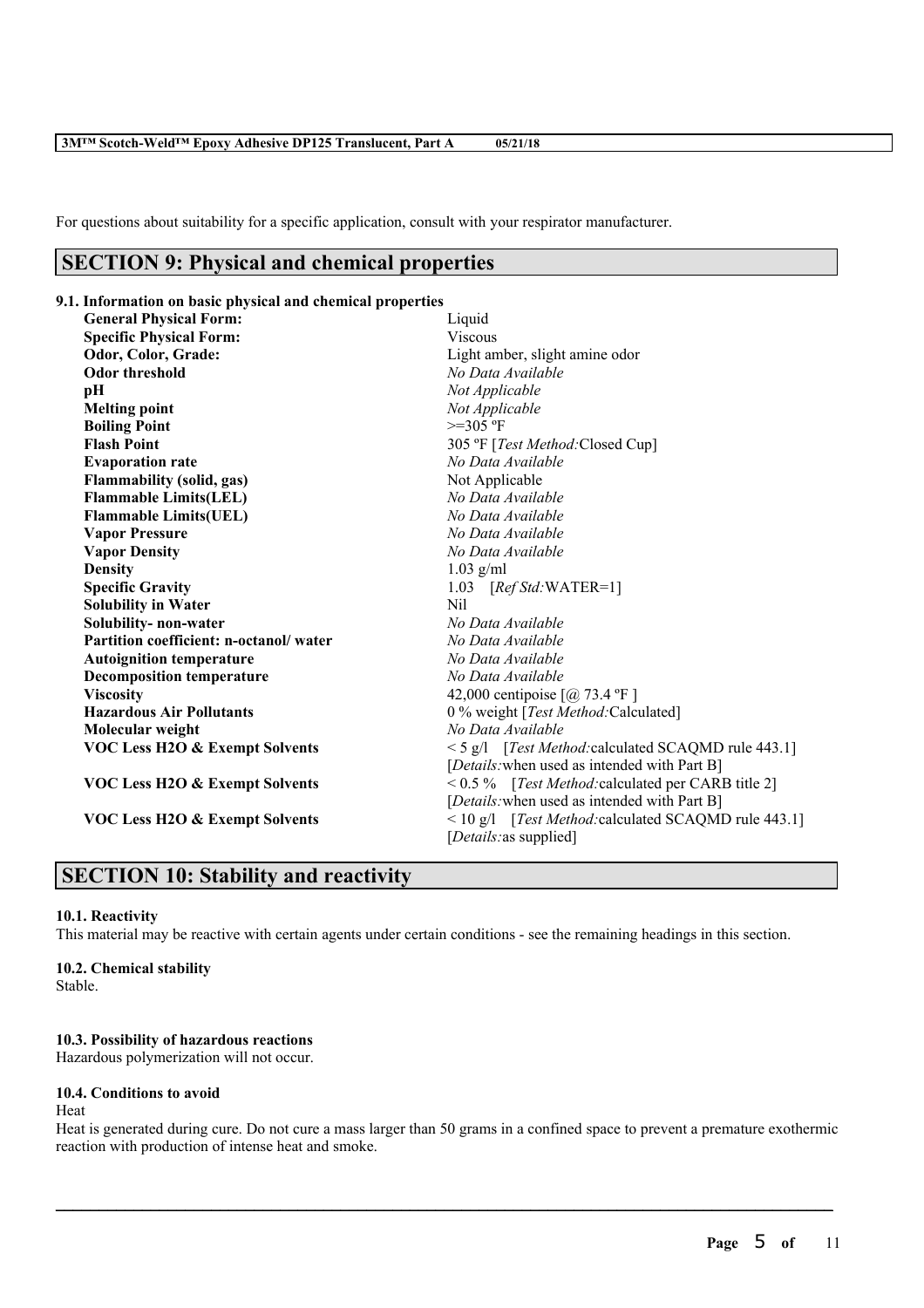For questions about suitability for a specific application, consult with your respirator manufacturer.

## SECTION 9: Physical and chemical properties

### 9.1. Information on basic physical and chemical properties

| | |
|---|---|
| **General Physical Form:** | Liquid |
| **Specific Physical Form:** | Viscous |
| **Odor, Color, Grade:** | Light amber, slight amine odor |
| **Odor threshold** | *No Data Available* |
| **pH** | *Not Applicable* |
| **Melting point** | *Not Applicable* |
| **Boiling Point** | >=305 ºF |
| **Flash Point** | 305 ºF [*Test Method:*Closed Cup] |
| **Evaporation rate** | *No Data Available* |
| **Flammability (solid, gas)** | Not Applicable |
| **Flammable Limits(LEL)** | *No Data Available* |
| **Flammable Limits(UEL)** | *No Data Available* |
| **Vapor Pressure** | *No Data Available* |
| **Vapor Density** | *No Data Available* |
| **Density** | 1.03 g/ml |
| **Specific Gravity** | 1.03 [*Ref Std:*WATER=1] |
| **Solubility in Water** | Nil |
| **Solubility- non-water** | *No Data Available* |
| **Partition coefficient: n-octanol/ water** | *No Data Available* |
| **Autoignition temperature** | *No Data Available* |
| **Decomposition temperature** | *No Data Available* |
| **Viscosity** | 42,000 centipoise [@ 73.4 ºF ] |
| **Hazardous Air Pollutants** | 0 % weight [*Test Method:*Calculated] |
| **Molecular weight** | *No Data Available* |
| **VOC Less H2O & Exempt Solvents** | < 5 g/l [*Test Method:*calculated SCAQMD rule 443.1] [*Details:*when used as intended with Part B] |
| **VOC Less H2O & Exempt Solvents** | < 0.5 % [*Test Method:*calculated per CARB title 2] [*Details:*when used as intended with Part B] |
| **VOC Less H2O & Exempt Solvents** | < 10 g/l [*Test Method:*calculated SCAQMD rule 443.1] [*Details:*as supplied] |

## SECTION 10: Stability and reactivity

**10.1. Reactivity**

This material may be reactive with certain agents under certain conditions - see the remaining headings in this section.

**10.2. Chemical stability**

Stable.

**10.3. Possibility of hazardous reactions**

Hazardous polymerization will not occur.

**10.4. Conditions to avoid**

Heat

Heat is generated during cure. Do not cure a mass larger than 50 grams in a confined space to prevent a premature exothermic reaction with production of intense heat and smoke.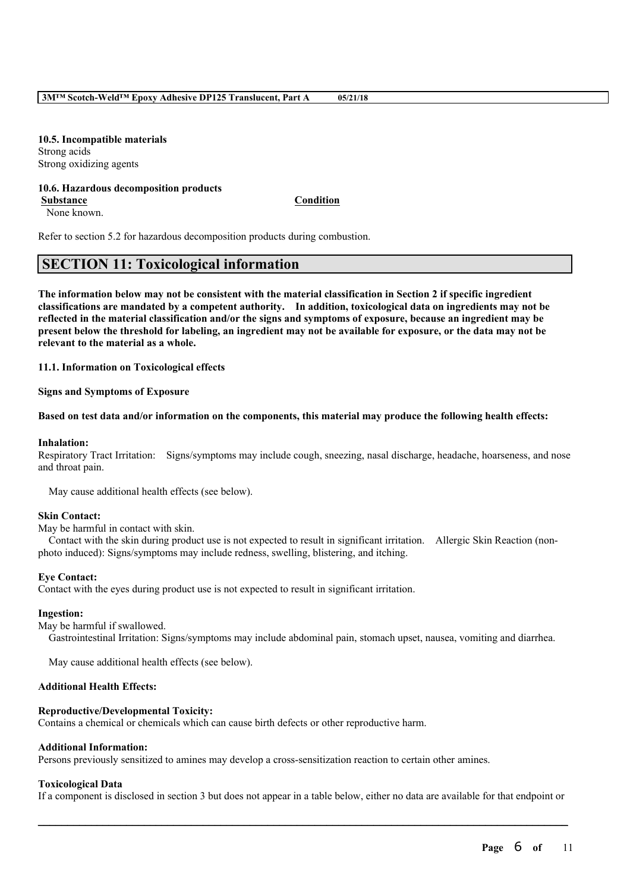**10.5. Incompatible materials**
Strong acids
Strong oxidizing agents

**10.6. Hazardous decomposition products**

| Substance | Condition |
|---|---|
| None known. | |

Refer to section 5.2 for hazardous decomposition products during combustion.

## SECTION 11: Toxicological information

**The information below may not be consistent with the material classification in Section 2 if specific ingredient classifications are mandated by a competent authority. In addition, toxicological data on ingredients may not be reflected in the material classification and/or the signs and symptoms of exposure, because an ingredient may be present below the threshold for labeling, an ingredient may not be available for exposure, or the data may not be relevant to the material as a whole.**

**11.1. Information on Toxicological effects**

**Signs and Symptoms of Exposure**

**Based on test data and/or information on the components, this material may produce the following health effects:**

**Inhalation:**
Respiratory Tract Irritation: Signs/symptoms may include cough, sneezing, nasal discharge, headache, hoarseness, and nose and throat pain.

May cause additional health effects (see below).

**Skin Contact:**
May be harmful in contact with skin.
Contact with the skin during product use is not expected to result in significant irritation. Allergic Skin Reaction (non-photo induced): Signs/symptoms may include redness, swelling, blistering, and itching.

**Eye Contact:**
Contact with the eyes during product use is not expected to result in significant irritation.

**Ingestion:**
May be harmful if swallowed.
Gastrointestinal Irritation: Signs/symptoms may include abdominal pain, stomach upset, nausea, vomiting and diarrhea.

May cause additional health effects (see below).

**Additional Health Effects:**

**Reproductive/Developmental Toxicity:**
Contains a chemical or chemicals which can cause birth defects or other reproductive harm.

**Additional Information:**
Persons previously sensitized to amines may develop a cross-sensitization reaction to certain other amines.

**Toxicological Data**
If a component is disclosed in section 3 but does not appear in a table below, either no data are available for that endpoint or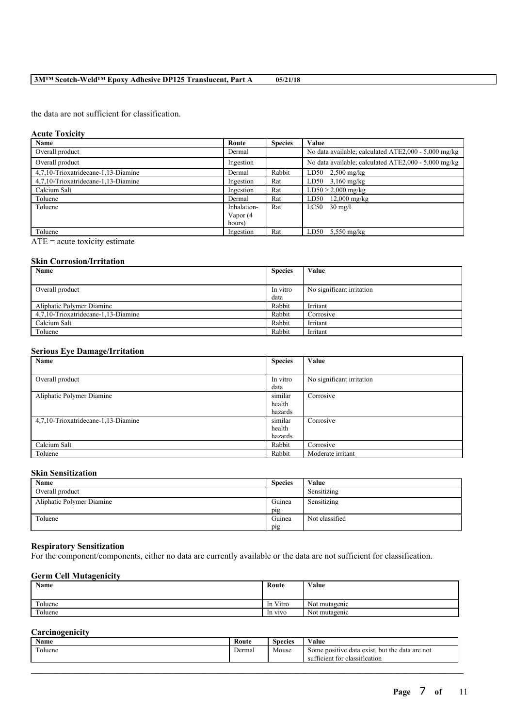the data are not sufficient for classification.

**Acute Toxicity**

| Name | Route | Species | Value |
|---|---|---|---|
| Overall product | Dermal | | No data available; calculated ATE2,000 - 5,000 mg/kg |
| Overall product | Ingestion | | No data available; calculated ATE2,000 - 5,000 mg/kg |
| 4,7,10-Trioxatridecane-1,13-Diamine | Dermal | Rabbit | LD50 2,500 mg/kg |
| 4,7,10-Trioxatridecane-1,13-Diamine | Ingestion | Rat | LD50 3,160 mg/kg |
| Calcium Salt | Ingestion | Rat | LD50 > 2,000 mg/kg |
| Toluene | Dermal | Rat | LD50 12,000 mg/kg |
| Toluene | Inhalation-Vapor (4 hours) | Rat | LC50 30 mg/l |
| Toluene | Ingestion | Rat | LD50 5,550 mg/kg |

ATE = acute toxicity estimate

**Skin Corrosion/Irritation**

| Name | Species | Value |
|---|---|---|
| Overall product | In vitro data | No significant irritation |
| Aliphatic Polymer Diamine | Rabbit | Irritant |
| 4,7,10-Trioxatridecane-1,13-Diamine | Rabbit | Corrosive |
| Calcium Salt | Rabbit | Irritant |
| Toluene | Rabbit | Irritant |

**Serious Eye Damage/Irritation**

| Name | Species | Value |
|---|---|---|
| Overall product | In vitro data | No significant irritation |
| Aliphatic Polymer Diamine | similar health hazards | Corrosive |
| 4,7,10-Trioxatridecane-1,13-Diamine | similar health hazards | Corrosive |
| Calcium Salt | Rabbit | Corrosive |
| Toluene | Rabbit | Moderate irritant |

**Skin Sensitization**

| Name | Species | Value |
|---|---|---|
| Overall product | | Sensitizing |
| Aliphatic Polymer Diamine | Guinea pig | Sensitizing |
| Toluene | Guinea pig | Not classified |

**Respiratory Sensitization**

For the component/components, either no data are currently available or the data are not sufficient for classification.

**Germ Cell Mutagenicity**

| Name | Route | Value |
|---|---|---|
| Toluene | In Vitro | Not mutagenic |
| Toluene | In vivo | Not mutagenic |

**Carcinogenicity**

| Name | Route | Species | Value |
|---|---|---|---|
| Toluene | Dermal | Mouse | Some positive data exist, but the data are not sufficient for classification |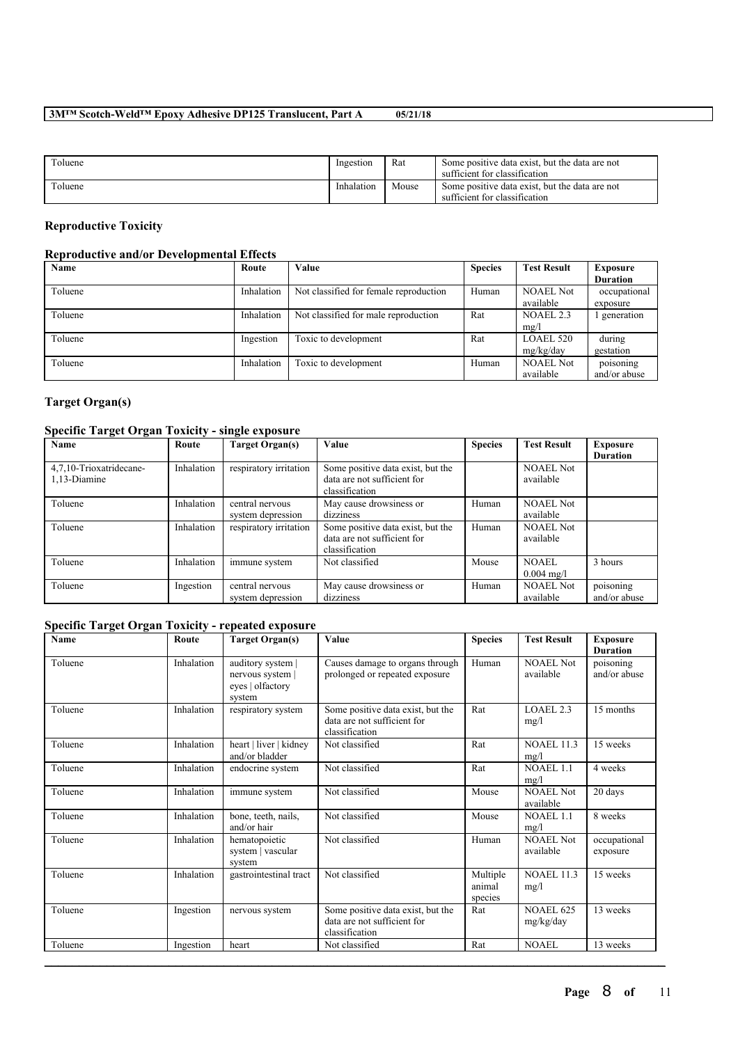| Toluene | Ingestion | Rat | Some positive data exist, but the data are not sufficient for classification |
|---|---|---|---|
| Toluene | Inhalation | Mouse | Some positive data exist, but the data are not sufficient for classification |

## Reproductive Toxicity

### Reproductive and/or Developmental Effects

| Name | Route | Value | Species | Test Result | Exposure Duration |
|---|---|---|---|---|---|
| Toluene | Inhalation | Not classified for female reproduction | Human | NOAEL Not available | occupational exposure |
| Toluene | Inhalation | Not classified for male reproduction | Rat | NOAEL 2.3 mg/l | 1 generation |
| Toluene | Ingestion | Toxic to development | Rat | LOAEL 520 mg/kg/day | during gestation |
| Toluene | Inhalation | Toxic to development | Human | NOAEL Not available | poisoning and/or abuse |

## Target Organ(s)

### Specific Target Organ Toxicity - single exposure

| Name | Route | Target Organ(s) | Value | Species | Test Result | Exposure Duration |
|---|---|---|---|---|---|---|
| 4,7,10-Trioxatridecane-1,13-Diamine | Inhalation | respiratory irritation | Some positive data exist, but the data are not sufficient for classification | | NOAEL Not available | |
| Toluene | Inhalation | central nervous system depression | May cause drowsiness or dizziness | Human | NOAEL Not available | |
| Toluene | Inhalation | respiratory irritation | Some positive data exist, but the data are not sufficient for classification | Human | NOAEL Not available | |
| Toluene | Inhalation | immune system | Not classified | Mouse | NOAEL 0.004 mg/l | 3 hours |
| Toluene | Ingestion | central nervous system depression | May cause drowsiness or dizziness | Human | NOAEL Not available | poisoning and/or abuse |

### Specific Target Organ Toxicity - repeated exposure

| Name | Route | Target Organ(s) | Value | Species | Test Result | Exposure Duration |
|---|---|---|---|---|---|---|
| Toluene | Inhalation | auditory system \| nervous system \| eyes \| olfactory system | Causes damage to organs through prolonged or repeated exposure | Human | NOAEL Not available | poisoning and/or abuse |
| Toluene | Inhalation | respiratory system | Some positive data exist, but the data are not sufficient for classification | Rat | LOAEL 2.3 mg/l | 15 months |
| Toluene | Inhalation | heart \| liver \| kidney and/or bladder | Not classified | Rat | NOAEL 11.3 mg/l | 15 weeks |
| Toluene | Inhalation | endocrine system | Not classified | Rat | NOAEL 1.1 mg/l | 4 weeks |
| Toluene | Inhalation | immune system | Not classified | Mouse | NOAEL Not available | 20 days |
| Toluene | Inhalation | bone, teeth, nails, and/or hair | Not classified | Mouse | NOAEL 1.1 mg/l | 8 weeks |
| Toluene | Inhalation | hematopoietic system \| vascular system | Not classified | Human | NOAEL Not available | occupational exposure |
| Toluene | Inhalation | gastrointestinal tract | Not classified | Multiple animal species | NOAEL 11.3 mg/l | 15 weeks |
| Toluene | Ingestion | nervous system | Some positive data exist, but the data are not sufficient for classification | Rat | NOAEL 625 mg/kg/day | 13 weeks |
| Toluene | Ingestion | heart | Not classified | Rat | NOAEL | 13 weeks |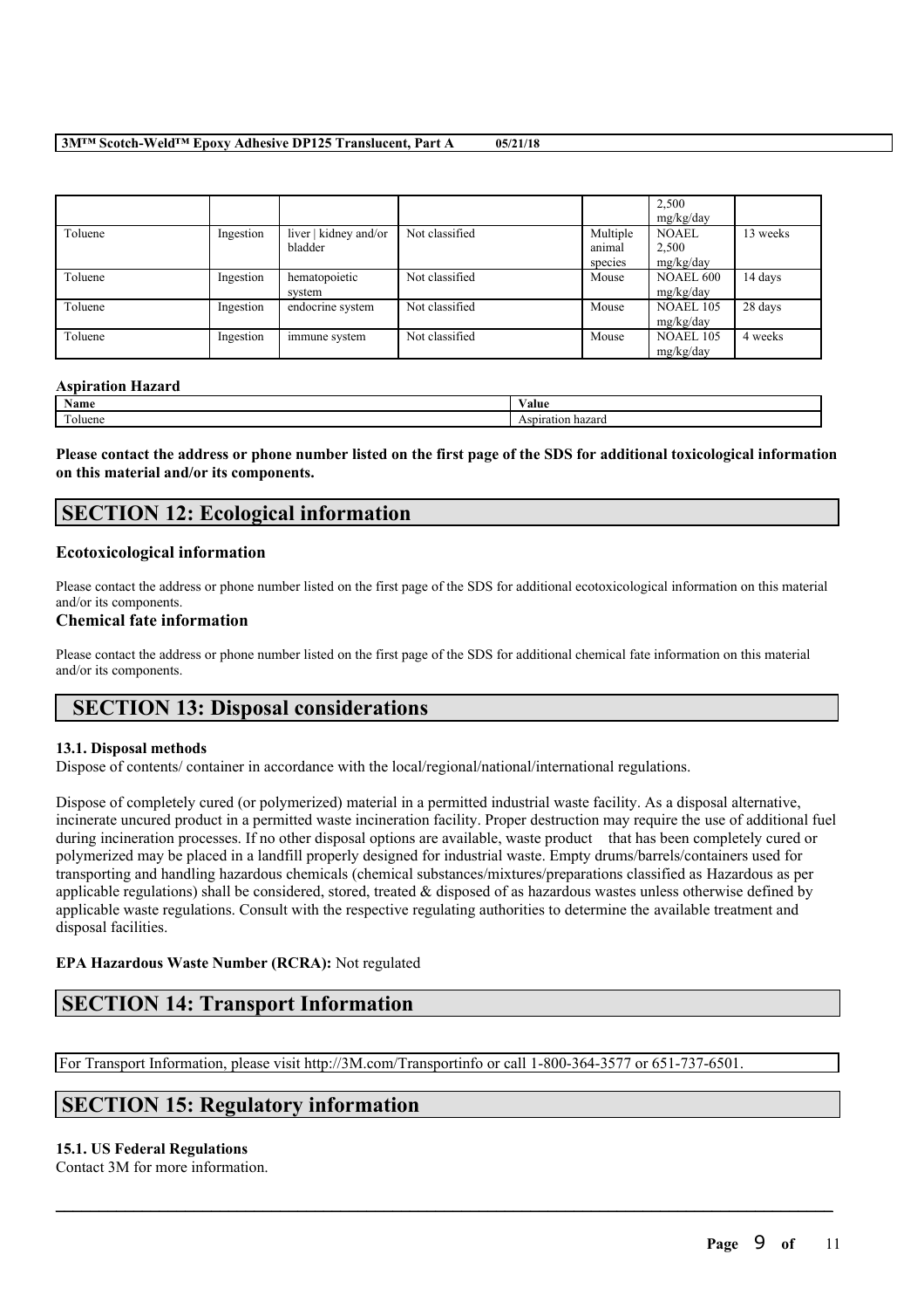| | | | | | | |
|---|---|---|---|---|---|---|
| | | | | | 2,500 mg/kg/day | |
| Toluene | Ingestion | liver \| kidney and/or bladder | Not classified | Multiple animal species | NOAEL 2,500 mg/kg/day | 13 weeks |
| Toluene | Ingestion | hematopoietic system | Not classified | Mouse | NOAEL 600 mg/kg/day | 14 days |
| Toluene | Ingestion | endocrine system | Not classified | Mouse | NOAEL 105 mg/kg/day | 28 days |
| Toluene | Ingestion | immune system | Not classified | Mouse | NOAEL 105 mg/kg/day | 4 weeks |

**Aspiration Hazard**

| Name | Value |
|---|---|
| Toluene | Aspiration hazard |

**Please contact the address or phone number listed on the first page of the SDS for additional toxicological information on this material and/or its components.**

## SECTION 12: Ecological information

### Ecotoxicological information

Please contact the address or phone number listed on the first page of the SDS for additional ecotoxicological information on this material and/or its components.

### Chemical fate information

Please contact the address or phone number listed on the first page of the SDS for additional chemical fate information on this material and/or its components.

## SECTION 13: Disposal considerations

**13.1. Disposal methods**

Dispose of contents/ container in accordance with the local/regional/national/international regulations.

Dispose of completely cured (or polymerized) material in a permitted industrial waste facility. As a disposal alternative, incinerate uncured product in a permitted waste incineration facility. Proper destruction may require the use of additional fuel during incineration processes. If no other disposal options are available, waste product that has been completely cured or polymerized may be placed in a landfill properly designed for industrial waste. Empty drums/barrels/containers used for transporting and handling hazardous chemicals (chemical substances/mixtures/preparations classified as Hazardous as per applicable regulations) shall be considered, stored, treated & disposed of as hazardous wastes unless otherwise defined by applicable waste regulations. Consult with the respective regulating authorities to determine the available treatment and disposal facilities.

**EPA Hazardous Waste Number (RCRA):** Not regulated

## SECTION 14: Transport Information

For Transport Information, please visit http://3M.com/Transportinfo or call 1-800-364-3577 or 651-737-6501.

## SECTION 15: Regulatory information

**15.1. US Federal Regulations**

Contact 3M for more information.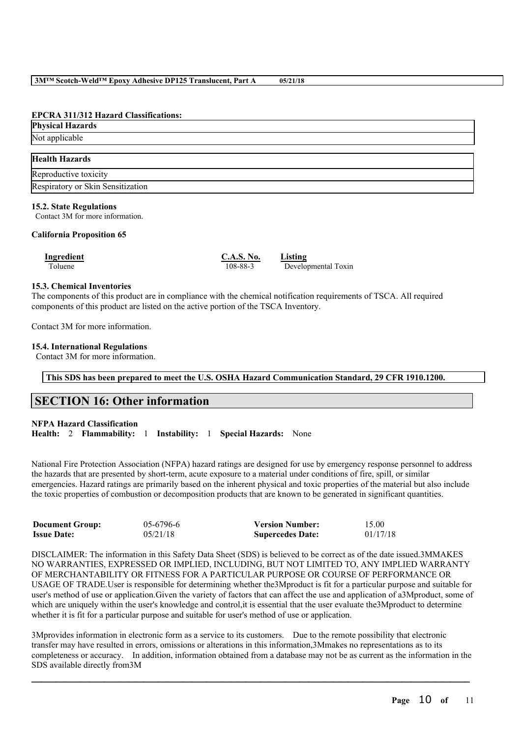**EPCRA 311/312 Hazard Classifications:**

| Physical Hazards |
| --- |
| Not applicable |

| Health Hazards |
| --- |
| Reproductive toxicity |
| Respiratory or Skin Sensitization |

**15.2. State Regulations**

Contact 3M for more information.

**California Proposition 65**

| Ingredient | C.A.S. No. | Listing |
| --- | --- | --- |
| Toluene | 108-88-3 | Developmental Toxin |

**15.3. Chemical Inventories**

The components of this product are in compliance with the chemical notification requirements of TSCA. All required components of this product are listed on the active portion of the TSCA Inventory.

Contact 3M for more information.

**15.4. International Regulations**

Contact 3M for more information.

**This SDS has been prepared to meet the U.S. OSHA Hazard Communication Standard, 29 CFR 1910.1200.**

## SECTION 16: Other information

**NFPA Hazard Classification**

**Health:** 2 **Flammability:** 1 **Instability:** 1 **Special Hazards:** None

National Fire Protection Association (NFPA) hazard ratings are designed for use by emergency response personnel to address the hazards that are presented by short-term, acute exposure to a material under conditions of fire, spill, or similar emergencies. Hazard ratings are primarily based on the inherent physical and toxic properties of the material but also include the toxic properties of combustion or decomposition products that are known to be generated in significant quantities.

| | | | |
| --- | --- | --- | --- |
| **Document Group:** | 05-6796-6 | **Version Number:** | 15.00 |
| **Issue Date:** | 05/21/18 | **Supercedes Date:** | 01/17/18 |

DISCLAIMER: The information in this Safety Data Sheet (SDS) is believed to be correct as of the date issued.3MMAKES NO WARRANTIES, EXPRESSED OR IMPLIED, INCLUDING, BUT NOT LIMITED TO, ANY IMPLIED WARRANTY OF MERCHANTABILITY OR FITNESS FOR A PARTICULAR PURPOSE OR COURSE OF PERFORMANCE OR USAGE OF TRADE.User is responsible for determining whether the3Mproduct is fit for a particular purpose and suitable for user's method of use or application.Given the variety of factors that can affect the use and application of a3Mproduct, some of which are uniquely within the user's knowledge and control,it is essential that the user evaluate the3Mproduct to determine whether it is fit for a particular purpose and suitable for user's method of use or application.

3Mprovides information in electronic form as a service to its customers. Due to the remote possibility that electronic transfer may have resulted in errors, omissions or alterations in this information,3Mmakes no representations as to its completeness or accuracy. In addition, information obtained from a database may not be as current as the information in the SDS available directly from3M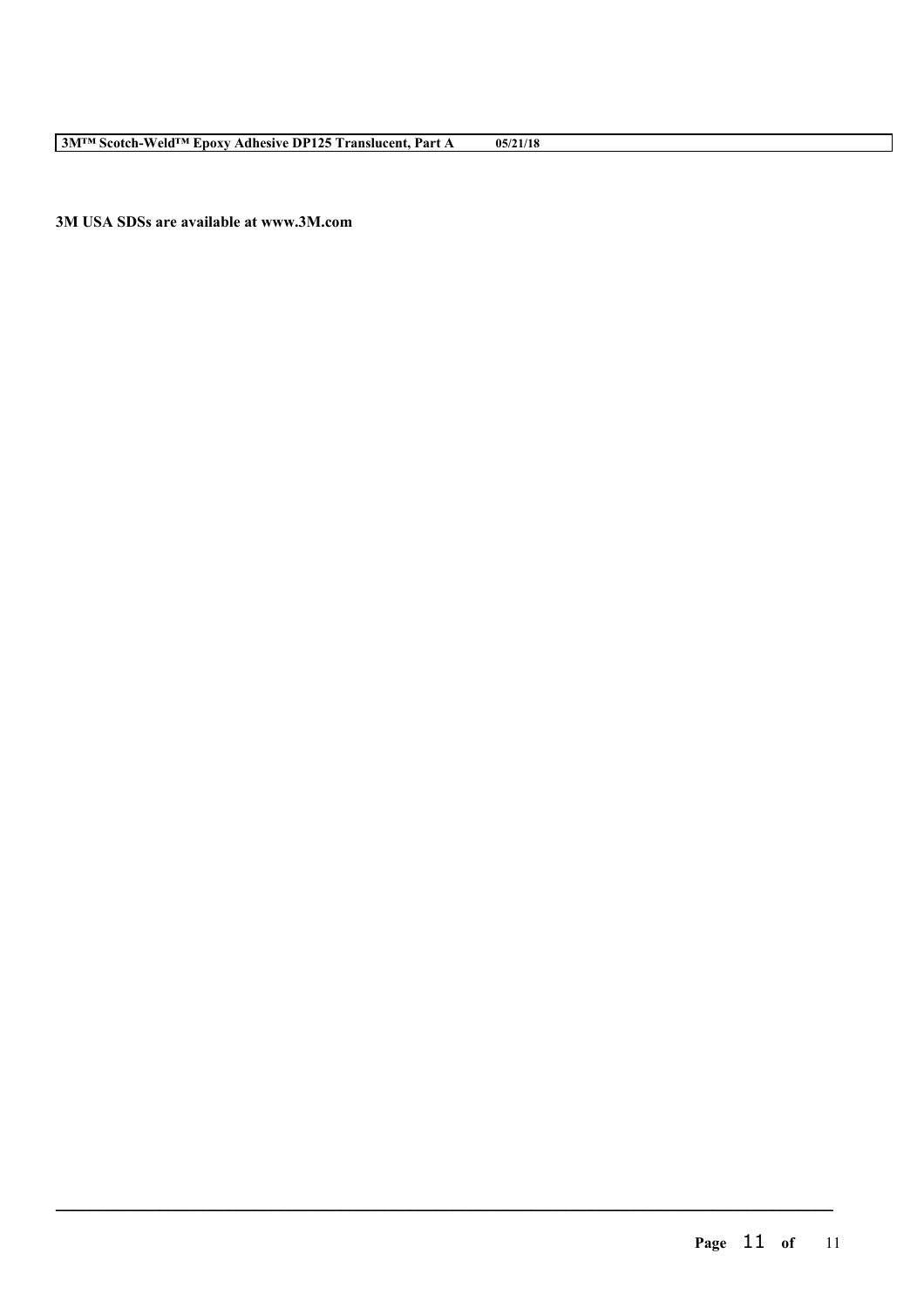**3M USA SDSs are available at www.3M.com**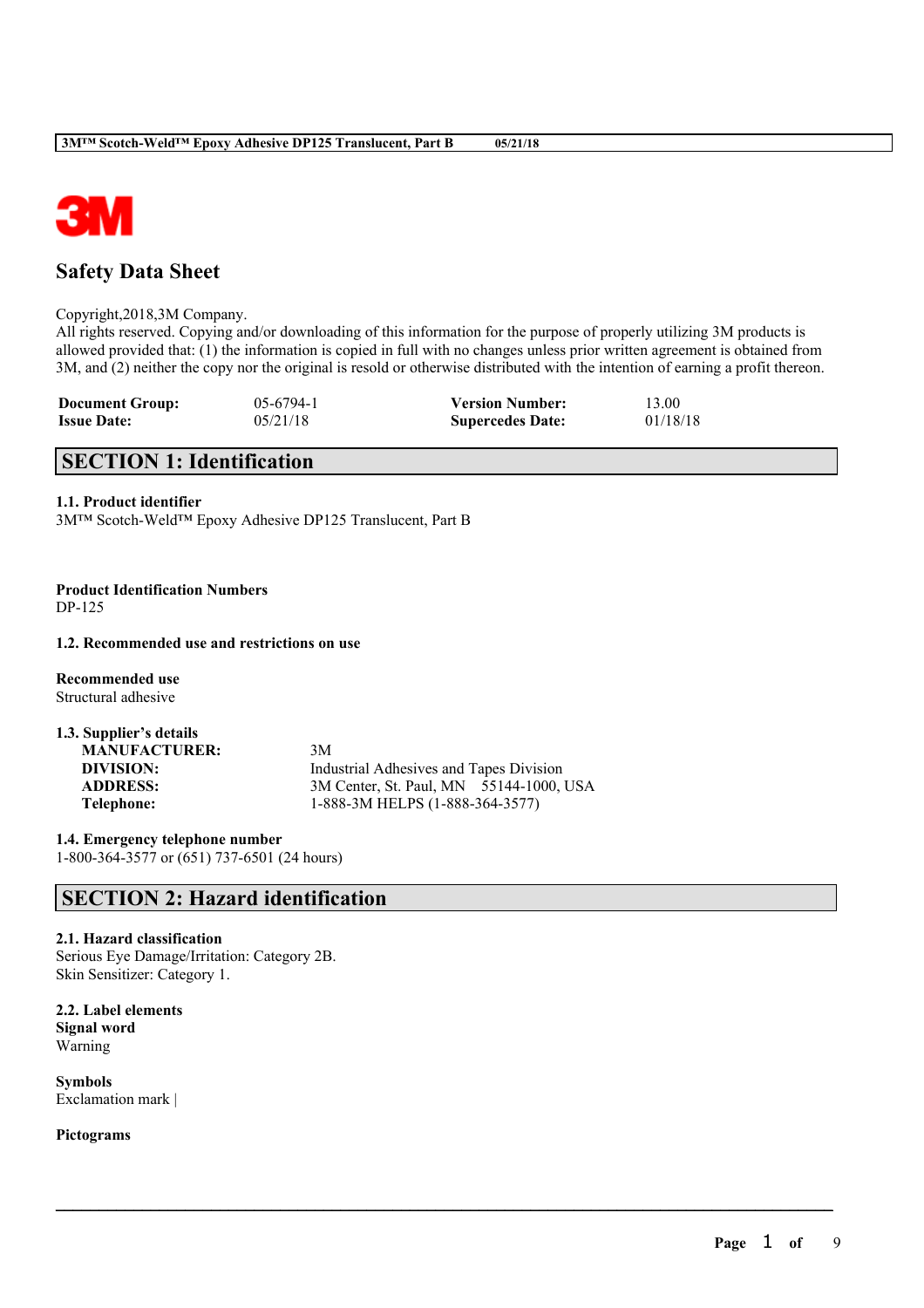# Safety Data Sheet

Copyright,2018,3M Company.
All rights reserved. Copying and/or downloading of this information for the purpose of properly utilizing 3M products is allowed provided that: (1) the information is copied in full with no changes unless prior written agreement is obtained from 3M, and (2) neither the copy nor the original is resold or otherwise distributed with the intention of earning a profit thereon.

| | | | |
|---|---|---|---|
| **Document Group:** | 05-6794-1 | **Version Number:** | 13.00 |
| **Issue Date:** | 05/21/18 | **Supercedes Date:** | 01/18/18 |

## SECTION 1: Identification

### 1.1. Product identifier

3M™ Scotch-Weld™ Epoxy Adhesive DP125 Translucent, Part B

**Product Identification Numbers**
DP-125

### 1.2. Recommended use and restrictions on use

**Recommended use**
Structural adhesive

### 1.3. Supplier's details

| | |
|---|---|
| **MANUFACTURER:** | 3M |
| **DIVISION:** | Industrial Adhesives and Tapes Division |
| **ADDRESS:** | 3M Center, St. Paul, MN 55144-1000, USA |
| **Telephone:** | 1-888-3M HELPS (1-888-364-3577) |

### 1.4. Emergency telephone number

1-800-364-3577 or (651) 737-6501 (24 hours)

## SECTION 2: Hazard identification

### 2.1. Hazard classification

Serious Eye Damage/Irritation: Category 2B.
Skin Sensitizer: Category 1.

### 2.2. Label elements

**Signal word**
Warning

**Symbols**
Exclamation mark |

**Pictograms**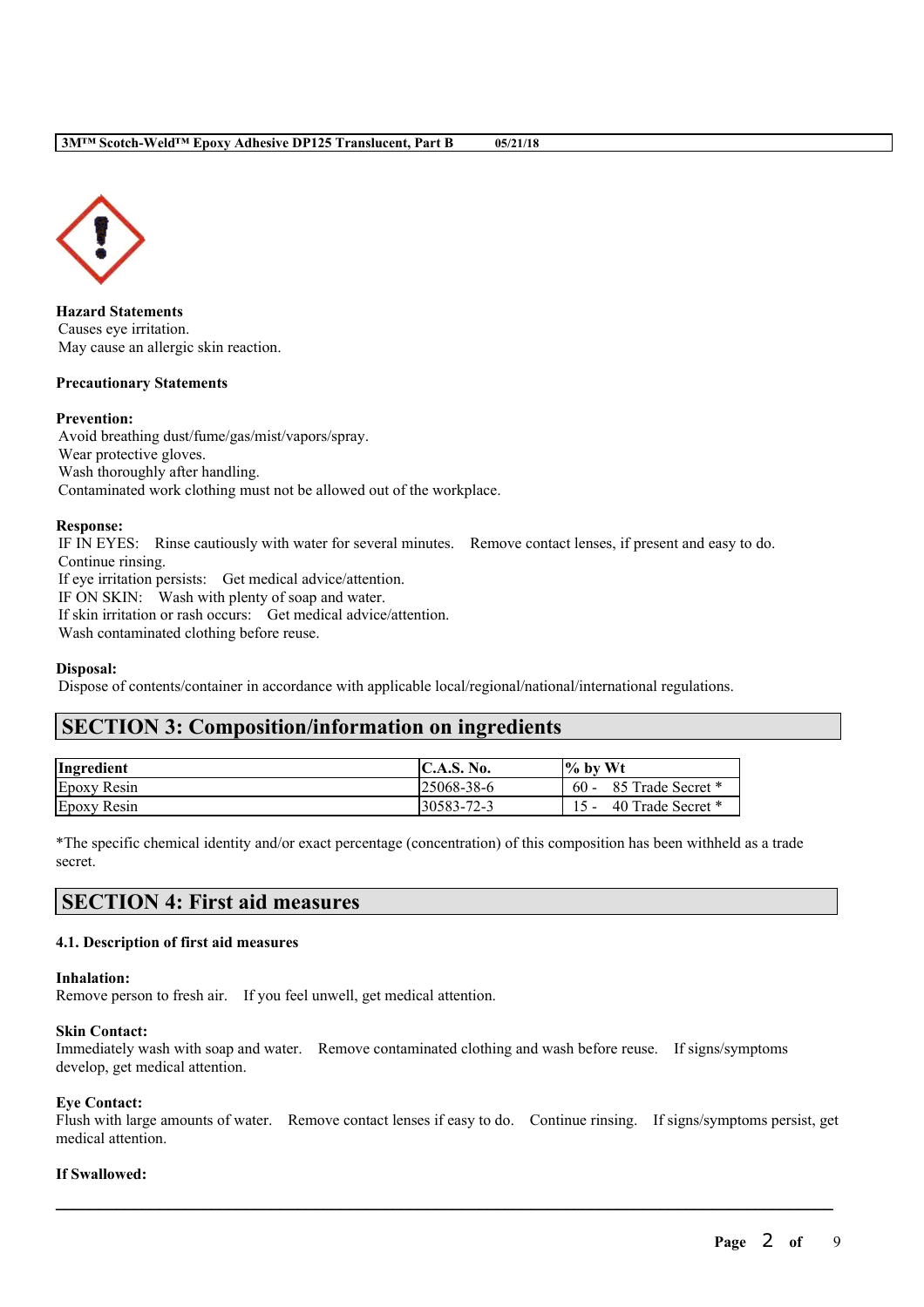**Hazard Statements**
Causes eye irritation.
May cause an allergic skin reaction.

**Precautionary Statements**

**Prevention:**
Avoid breathing dust/fume/gas/mist/vapors/spray.
Wear protective gloves.
Wash thoroughly after handling.
Contaminated work clothing must not be allowed out of the workplace.

**Response:**
IF IN EYES: Rinse cautiously with water for several minutes. Remove contact lenses, if present and easy to do. Continue rinsing.
If eye irritation persists: Get medical advice/attention.
IF ON SKIN: Wash with plenty of soap and water.
If skin irritation or rash occurs: Get medical advice/attention.
Wash contaminated clothing before reuse.

**Disposal:**
Dispose of contents/container in accordance with applicable local/regional/national/international regulations.

## SECTION 3: Composition/information on ingredients

| Ingredient | C.A.S. No. | % by Wt |
| --- | --- | --- |
| Epoxy Resin | 25068-38-6 | 60 - 85 Trade Secret * |
| Epoxy Resin | 30583-72-3 | 15 - 40 Trade Secret * |

*The specific chemical identity and/or exact percentage (concentration) of this composition has been withheld as a trade secret.

## SECTION 4: First aid measures

### 4.1. Description of first aid measures

**Inhalation:**
Remove person to fresh air. If you feel unwell, get medical attention.

**Skin Contact:**
Immediately wash with soap and water. Remove contaminated clothing and wash before reuse. If signs/symptoms develop, get medical attention.

**Eye Contact:**
Flush with large amounts of water. Remove contact lenses if easy to do. Continue rinsing. If signs/symptoms persist, get medical attention.

**If Swallowed:**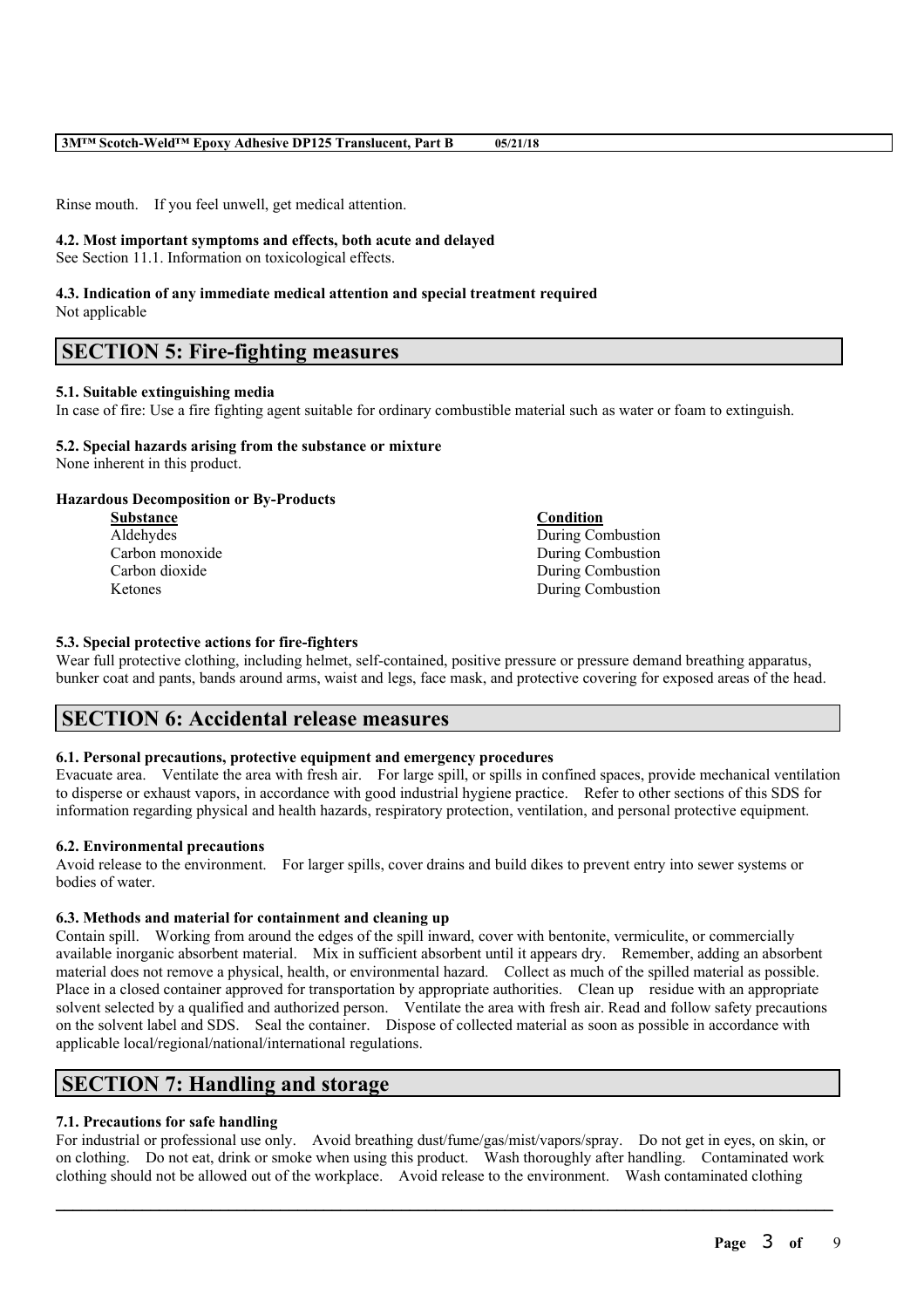Rinse mouth. If you feel unwell, get medical attention.

**4.2. Most important symptoms and effects, both acute and delayed**

See Section 11.1. Information on toxicological effects.

**4.3. Indication of any immediate medical attention and special treatment required**

Not applicable

## SECTION 5: Fire-fighting measures

**5.1. Suitable extinguishing media**

In case of fire: Use a fire fighting agent suitable for ordinary combustible material such as water or foam to extinguish.

**5.2. Special hazards arising from the substance or mixture**

None inherent in this product.

**Hazardous Decomposition or By-Products**

| Substance | Condition |
| --- | --- |
| Aldehydes | During Combustion |
| Carbon monoxide | During Combustion |
| Carbon dioxide | During Combustion |
| Ketones | During Combustion |

**5.3. Special protective actions for fire-fighters**

Wear full protective clothing, including helmet, self-contained, positive pressure or pressure demand breathing apparatus, bunker coat and pants, bands around arms, waist and legs, face mask, and protective covering for exposed areas of the head.

## SECTION 6: Accidental release measures

**6.1. Personal precautions, protective equipment and emergency procedures**

Evacuate area. Ventilate the area with fresh air. For large spill, or spills in confined spaces, provide mechanical ventilation to disperse or exhaust vapors, in accordance with good industrial hygiene practice. Refer to other sections of this SDS for information regarding physical and health hazards, respiratory protection, ventilation, and personal protective equipment.

**6.2. Environmental precautions**

Avoid release to the environment. For larger spills, cover drains and build dikes to prevent entry into sewer systems or bodies of water.

**6.3. Methods and material for containment and cleaning up**

Contain spill. Working from around the edges of the spill inward, cover with bentonite, vermiculite, or commercially available inorganic absorbent material. Mix in sufficient absorbent until it appears dry. Remember, adding an absorbent material does not remove a physical, health, or environmental hazard. Collect as much of the spilled material as possible. Place in a closed container approved for transportation by appropriate authorities. Clean up residue with an appropriate solvent selected by a qualified and authorized person. Ventilate the area with fresh air. Read and follow safety precautions on the solvent label and SDS. Seal the container. Dispose of collected material as soon as possible in accordance with applicable local/regional/national/international regulations.

## SECTION 7: Handling and storage

**7.1. Precautions for safe handling**

For industrial or professional use only. Avoid breathing dust/fume/gas/mist/vapors/spray. Do not get in eyes, on skin, or on clothing. Do not eat, drink or smoke when using this product. Wash thoroughly after handling. Contaminated work clothing should not be allowed out of the workplace. Avoid release to the environment. Wash contaminated clothing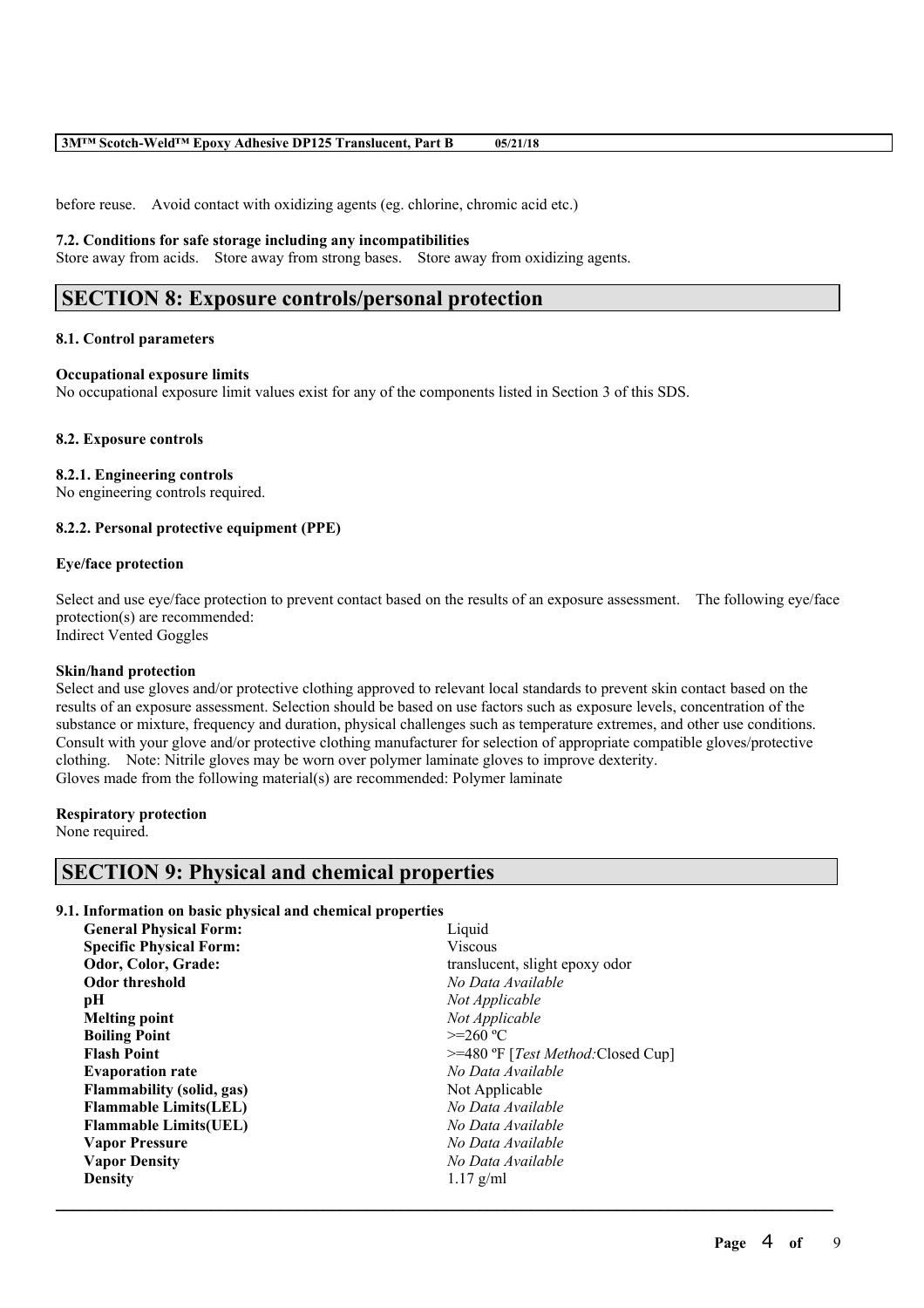before reuse. Avoid contact with oxidizing agents (eg. chlorine, chromic acid etc.)

### 7.2. Conditions for safe storage including any incompatibilities

Store away from acids. Store away from strong bases. Store away from oxidizing agents.

## SECTION 8: Exposure controls/personal protection

### 8.1. Control parameters

**Occupational exposure limits**

No occupational exposure limit values exist for any of the components listed in Section 3 of this SDS.

### 8.2. Exposure controls

**8.2.1. Engineering controls**

No engineering controls required.

**8.2.2. Personal protective equipment (PPE)**

**Eye/face protection**

Select and use eye/face protection to prevent contact based on the results of an exposure assessment. The following eye/face protection(s) are recommended:
Indirect Vented Goggles

**Skin/hand protection**

Select and use gloves and/or protective clothing approved to relevant local standards to prevent skin contact based on the results of an exposure assessment. Selection should be based on use factors such as exposure levels, concentration of the substance or mixture, frequency and duration, physical challenges such as temperature extremes, and other use conditions. Consult with your glove and/or protective clothing manufacturer for selection of appropriate compatible gloves/protective clothing. Note: Nitrile gloves may be worn over polymer laminate gloves to improve dexterity.
Gloves made from the following material(s) are recommended: Polymer laminate

**Respiratory protection**

None required.

## SECTION 9: Physical and chemical properties

### 9.1. Information on basic physical and chemical properties

| | |
|---|---|
| **General Physical Form:** | Liquid |
| **Specific Physical Form:** | Viscous |
| **Odor, Color, Grade:** | translucent, slight epoxy odor |
| **Odor threshold** | *No Data Available* |
| **pH** | *Not Applicable* |
| **Melting point** | *Not Applicable* |
| **Boiling Point** | >=260 ºC |
| **Flash Point** | >=480 ºF [*Test Method:*Closed Cup] |
| **Evaporation rate** | *No Data Available* |
| **Flammability (solid, gas)** | Not Applicable |
| **Flammable Limits(LEL)** | *No Data Available* |
| **Flammable Limits(UEL)** | *No Data Available* |
| **Vapor Pressure** | *No Data Available* |
| **Vapor Density** | *No Data Available* |
| **Density** | 1.17 g/ml |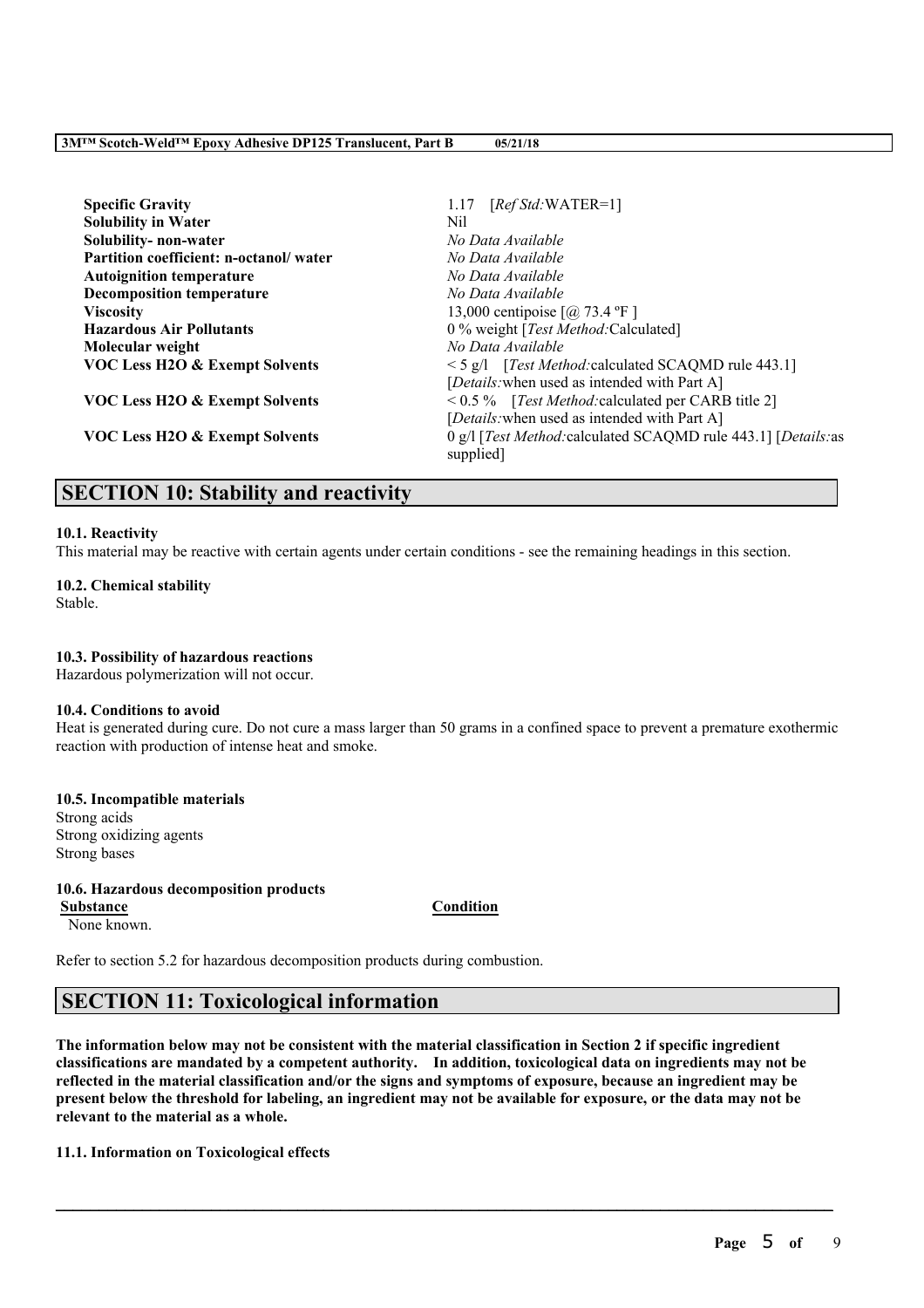| | |
|---|---|
| **Specific Gravity** | 1.17 [*Ref Std:*WATER=1] |
| **Solubility in Water** | Nil |
| **Solubility- non-water** | *No Data Available* |
| **Partition coefficient: n-octanol/ water** | *No Data Available* |
| **Autoignition temperature** | *No Data Available* |
| **Decomposition temperature** | *No Data Available* |
| **Viscosity** | 13,000 centipoise [@ 73.4 ºF ] |
| **Hazardous Air Pollutants** | 0 % weight [*Test Method:*Calculated] |
| **Molecular weight** | *No Data Available* |
| **VOC Less H2O & Exempt Solvents** | < 5 g/l [*Test Method:*calculated SCAQMD rule 443.1] [*Details:*when used as intended with Part A] |
| **VOC Less H2O & Exempt Solvents** | < 0.5 % [*Test Method:*calculated per CARB title 2] [*Details:*when used as intended with Part A] |
| **VOC Less H2O & Exempt Solvents** | 0 g/l [*Test Method:*calculated SCAQMD rule 443.1] [*Details:*as supplied] |

## SECTION 10: Stability and reactivity

**10.1. Reactivity**

This material may be reactive with certain agents under certain conditions - see the remaining headings in this section.

**10.2. Chemical stability**

Stable.

**10.3. Possibility of hazardous reactions**

Hazardous polymerization will not occur.

**10.4. Conditions to avoid**

Heat is generated during cure. Do not cure a mass larger than 50 grams in a confined space to prevent a premature exothermic reaction with production of intense heat and smoke.

**10.5. Incompatible materials**

Strong acids
Strong oxidizing agents
Strong bases

**10.6. Hazardous decomposition products**

| Substance | Condition |
|---|---|
| None known. | |

Refer to section 5.2 for hazardous decomposition products during combustion.

## SECTION 11: Toxicological information

**The information below may not be consistent with the material classification in Section 2 if specific ingredient classifications are mandated by a competent authority. In addition, toxicological data on ingredients may not be reflected in the material classification and/or the signs and symptoms of exposure, because an ingredient may be present below the threshold for labeling, an ingredient may not be available for exposure, or the data may not be relevant to the material as a whole.**

**11.1. Information on Toxicological effects**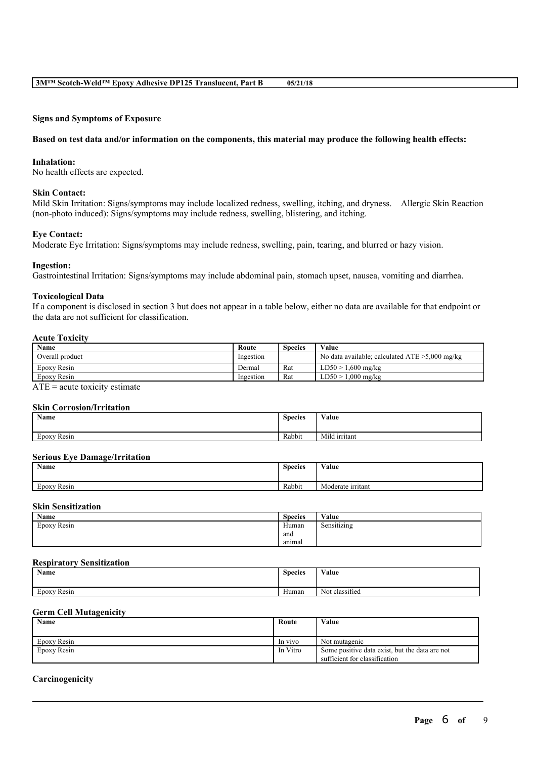## Signs and Symptoms of Exposure

**Based on test data and/or information on the components, this material may produce the following health effects:**

**Inhalation:**
No health effects are expected.

**Skin Contact:**
Mild Skin Irritation: Signs/symptoms may include localized redness, swelling, itching, and dryness. Allergic Skin Reaction (non-photo induced): Signs/symptoms may include redness, swelling, blistering, and itching.

**Eye Contact:**
Moderate Eye Irritation: Signs/symptoms may include redness, swelling, pain, tearing, and blurred or hazy vision.

**Ingestion:**
Gastrointestinal Irritation: Signs/symptoms may include abdominal pain, stomach upset, nausea, vomiting and diarrhea.

**Toxicological Data**
If a component is disclosed in section 3 but does not appear in a table below, either no data are available for that endpoint or the data are not sufficient for classification.

**Acute Toxicity**

| Name | Route | Species | Value |
|---|---|---|---|
| Overall product | Ingestion | | No data available; calculated ATE >5,000 mg/kg |
| Epoxy Resin | Dermal | Rat | LD50 > 1,600 mg/kg |
| Epoxy Resin | Ingestion | Rat | LD50 > 1,000 mg/kg |

ATE = acute toxicity estimate

**Skin Corrosion/Irritation**

| Name | Species | Value |
|---|---|---|
| Epoxy Resin | Rabbit | Mild irritant |

**Serious Eye Damage/Irritation**

| Name | Species | Value |
|---|---|---|
| Epoxy Resin | Rabbit | Moderate irritant |

**Skin Sensitization**

| Name | Species | Value |
|---|---|---|
| Epoxy Resin | Human and animal | Sensitizing |

**Respiratory Sensitization**

| Name | Species | Value |
|---|---|---|
| Epoxy Resin | Human | Not classified |

**Germ Cell Mutagenicity**

| Name | Route | Value |
|---|---|---|
| Epoxy Resin | In vivo | Not mutagenic |
| Epoxy Resin | In Vitro | Some positive data exist, but the data are not sufficient for classification |

**Carcinogenicity**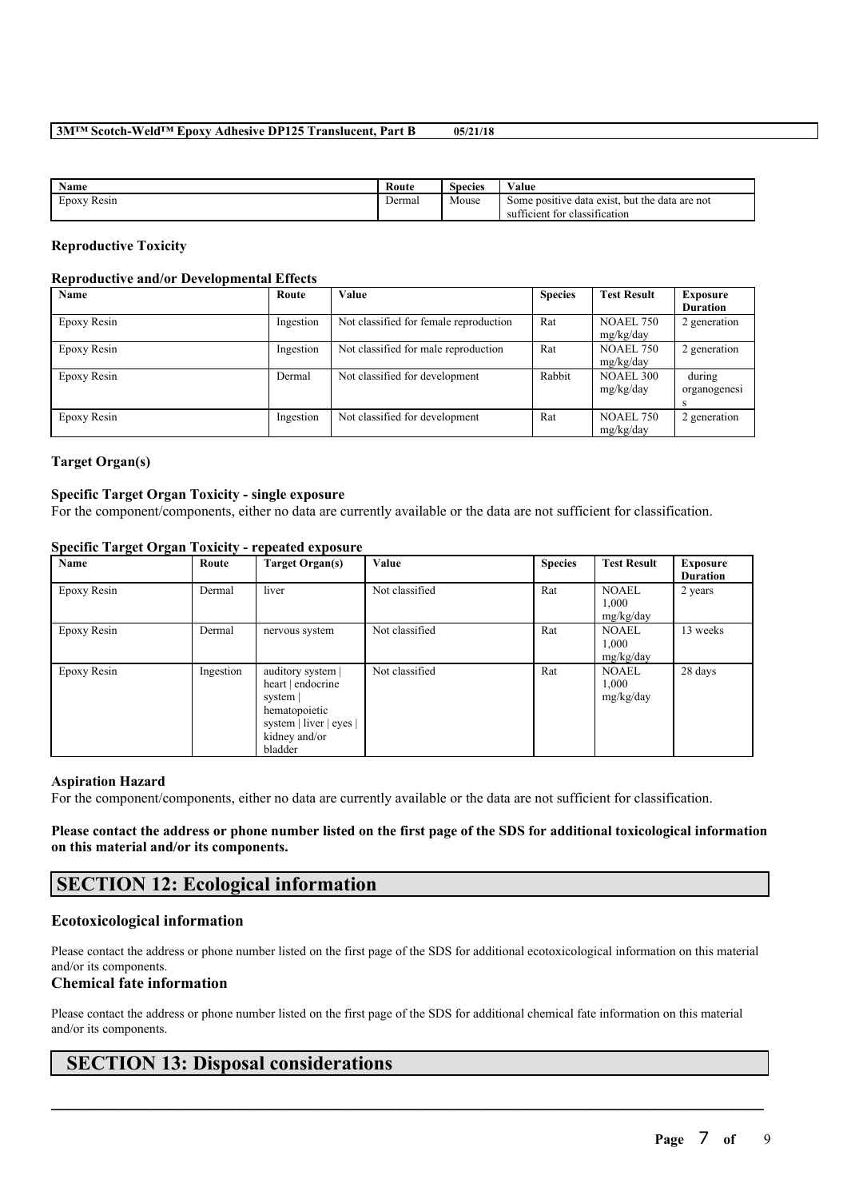| Name | Route | Species | Value |
| --- | --- | --- | --- |
| Epoxy Resin | Dermal | Mouse | Some positive data exist, but the data are not sufficient for classification |

### Reproductive Toxicity

#### Reproductive and/or Developmental Effects

| Name | Route | Value | Species | Test Result | Exposure Duration |
| --- | --- | --- | --- | --- | --- |
| Epoxy Resin | Ingestion | Not classified for female reproduction | Rat | NOAEL 750 mg/kg/day | 2 generation |
| Epoxy Resin | Ingestion | Not classified for male reproduction | Rat | NOAEL 750 mg/kg/day | 2 generation |
| Epoxy Resin | Dermal | Not classified for development | Rabbit | NOAEL 300 mg/kg/day | during organogenesis |
| Epoxy Resin | Ingestion | Not classified for development | Rat | NOAEL 750 mg/kg/day | 2 generation |

### Target Organ(s)

#### Specific Target Organ Toxicity - single exposure

For the component/components, either no data are currently available or the data are not sufficient for classification.

#### Specific Target Organ Toxicity - repeated exposure

| Name | Route | Target Organ(s) | Value | Species | Test Result | Exposure Duration |
| --- | --- | --- | --- | --- | --- | --- |
| Epoxy Resin | Dermal | liver | Not classified | Rat | NOAEL 1,000 mg/kg/day | 2 years |
| Epoxy Resin | Dermal | nervous system | Not classified | Rat | NOAEL 1,000 mg/kg/day | 13 weeks |
| Epoxy Resin | Ingestion | auditory system \| heart \| endocrine system \| hematopoietic system \| liver \| eyes \| kidney and/or bladder | Not classified | Rat | NOAEL 1,000 mg/kg/day | 28 days |

#### Aspiration Hazard

For the component/components, either no data are currently available or the data are not sufficient for classification.

**Please contact the address or phone number listed on the first page of the SDS for additional toxicological information on this material and/or its components.**

## SECTION 12: Ecological information

### Ecotoxicological information

Please contact the address or phone number listed on the first page of the SDS for additional ecotoxicological information on this material and/or its components.

### Chemical fate information

Please contact the address or phone number listed on the first page of the SDS for additional chemical fate information on this material and/or its components.

## SECTION 13: Disposal considerations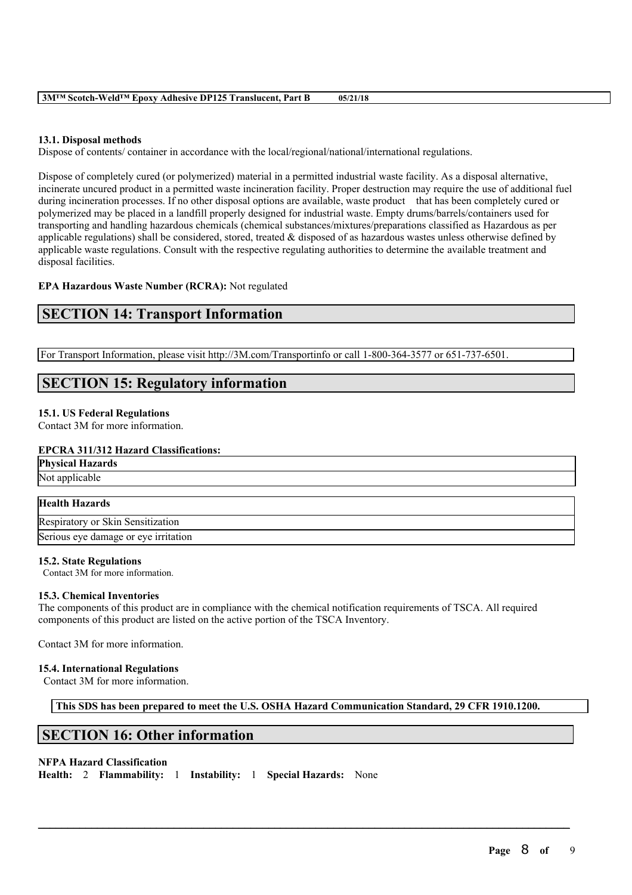### 13.1. Disposal methods

Dispose of contents/ container in accordance with the local/regional/national/international regulations.

Dispose of completely cured (or polymerized) material in a permitted industrial waste facility. As a disposal alternative, incinerate uncured product in a permitted waste incineration facility. Proper destruction may require the use of additional fuel during incineration processes. If no other disposal options are available, waste product that has been completely cured or polymerized may be placed in a landfill properly designed for industrial waste. Empty drums/barrels/containers used for transporting and handling hazardous chemicals (chemical substances/mixtures/preparations classified as Hazardous as per applicable regulations) shall be considered, stored, treated & disposed of as hazardous wastes unless otherwise defined by applicable waste regulations. Consult with the respective regulating authorities to determine the available treatment and disposal facilities.

**EPA Hazardous Waste Number (RCRA):** Not regulated

## SECTION 14: Transport Information

For Transport Information, please visit http://3M.com/Transportinfo or call 1-800-364-3577 or 651-737-6501.

## SECTION 15: Regulatory information

### 15.1. US Federal Regulations

Contact 3M for more information.

**EPCRA 311/312 Hazard Classifications:**

| Physical Hazards |
| --- |
| Not applicable |

| Health Hazards |
| --- |
| Respiratory or Skin Sensitization |
| Serious eye damage or eye irritation |

### 15.2. State Regulations

Contact 3M for more information.

### 15.3. Chemical Inventories

The components of this product are in compliance with the chemical notification requirements of TSCA. All required components of this product are listed on the active portion of the TSCA Inventory.

Contact 3M for more information.

### 15.4. International Regulations

Contact 3M for more information.

**This SDS has been prepared to meet the U.S. OSHA Hazard Communication Standard, 29 CFR 1910.1200.**

## SECTION 16: Other information

**NFPA Hazard Classification**

**Health:** 2 **Flammability:** 1 **Instability:** 1 **Special Hazards:** None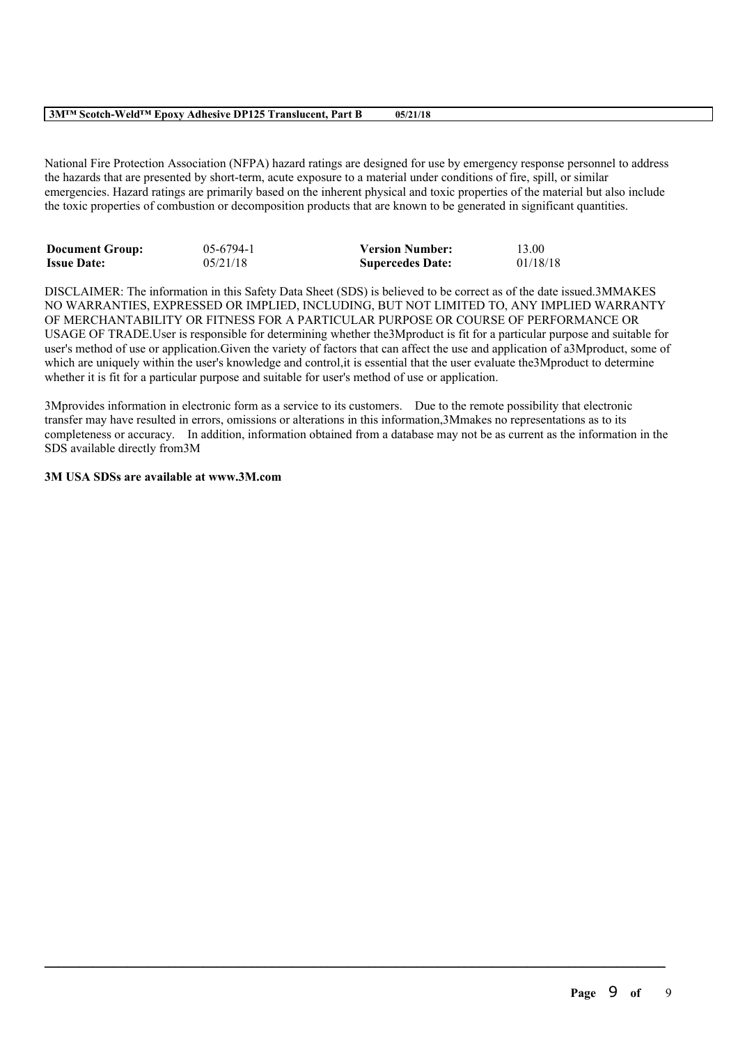National Fire Protection Association (NFPA) hazard ratings are designed for use by emergency response personnel to address the hazards that are presented by short-term, acute exposure to a material under conditions of fire, spill, or similar emergencies. Hazard ratings are primarily based on the inherent physical and toxic properties of the material but also include the toxic properties of combustion or decomposition products that are known to be generated in significant quantities.

| | | | |
|---|---|---|---|
| **Document Group:** | 05-6794-1 | **Version Number:** | 13.00 |
| **Issue Date:** | 05/21/18 | **Supercedes Date:** | 01/18/18 |

DISCLAIMER: The information in this Safety Data Sheet (SDS) is believed to be correct as of the date issued.3MMAKES NO WARRANTIES, EXPRESSED OR IMPLIED, INCLUDING, BUT NOT LIMITED TO, ANY IMPLIED WARRANTY OF MERCHANTABILITY OR FITNESS FOR A PARTICULAR PURPOSE OR COURSE OF PERFORMANCE OR USAGE OF TRADE.User is responsible for determining whether the3Mproduct is fit for a particular purpose and suitable for user's method of use or application.Given the variety of factors that can affect the use and application of a3Mproduct, some of which are uniquely within the user's knowledge and control,it is essential that the user evaluate the3Mproduct to determine whether it is fit for a particular purpose and suitable for user's method of use or application.

3Mprovides information in electronic form as a service to its customers. Due to the remote possibility that electronic transfer may have resulted in errors, omissions or alterations in this information,3Mmakes no representations as to its completeness or accuracy. In addition, information obtained from a database may not be as current as the information in the SDS available directly from3M

**3M USA SDSs are available at www.3M.com**